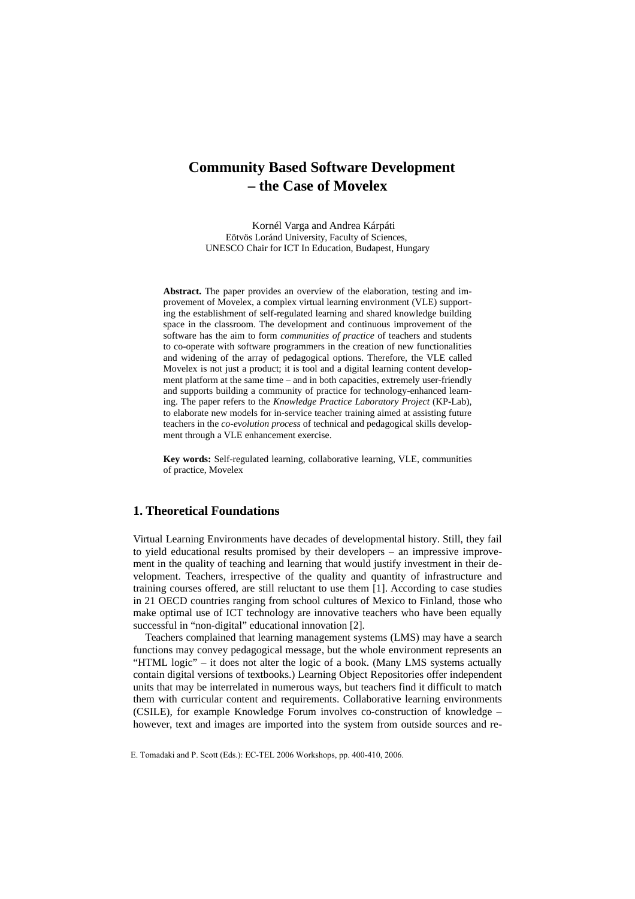# Community Based Software Development – the Case of Movelex

Kornél Varga and Andrea Kárpáti
Eötvös Loránd University, Faculty of Sciences,
UNESCO Chair for ICT In Education, Budapest, Hungary

**Abstract.** The paper provides an overview of the elaboration, testing and improvement of Movelex, a complex virtual learning environment (VLE) supporting the establishment of self-regulated learning and shared knowledge building space in the classroom. The development and continuous improvement of the software has the aim to form *communities of practice* of teachers and students to co-operate with software programmers in the creation of new functionalities and widening of the array of pedagogical options. Therefore, the VLE called Movelex is not just a product; it is tool and a digital learning content development platform at the same time – and in both capacities, extremely user-friendly and supports building a community of practice for technology-enhanced learning. The paper refers to the *Knowledge Practice Laboratory Project* (KP-Lab), to elaborate new models for in-service teacher training aimed at assisting future teachers in the *co-evolution process* of technical and pedagogical skills development through a VLE enhancement exercise.

**Key words:** Self-regulated learning, collaborative learning, VLE, communities of practice, Movelex

## 1. Theoretical Foundations

Virtual Learning Environments have decades of developmental history. Still, they fail to yield educational results promised by their developers – an impressive improvement in the quality of teaching and learning that would justify investment in their development. Teachers, irrespective of the quality and quantity of infrastructure and training courses offered, are still reluctant to use them [1]. According to case studies in 21 OECD countries ranging from school cultures of Mexico to Finland, those who make optimal use of ICT technology are innovative teachers who have been equally successful in "non-digital" educational innovation [2].

Teachers complained that learning management systems (LMS) may have a search functions may convey pedagogical message, but the whole environment represents an "HTML logic" – it does not alter the logic of a book. (Many LMS systems actually contain digital versions of textbooks.) Learning Object Repositories offer independent units that may be interrelated in numerous ways, but teachers find it difficult to match them with curricular content and requirements. Collaborative learning environments (CSILE), for example Knowledge Forum involves co-construction of knowledge – however, text and images are imported into the system from outside sources and re-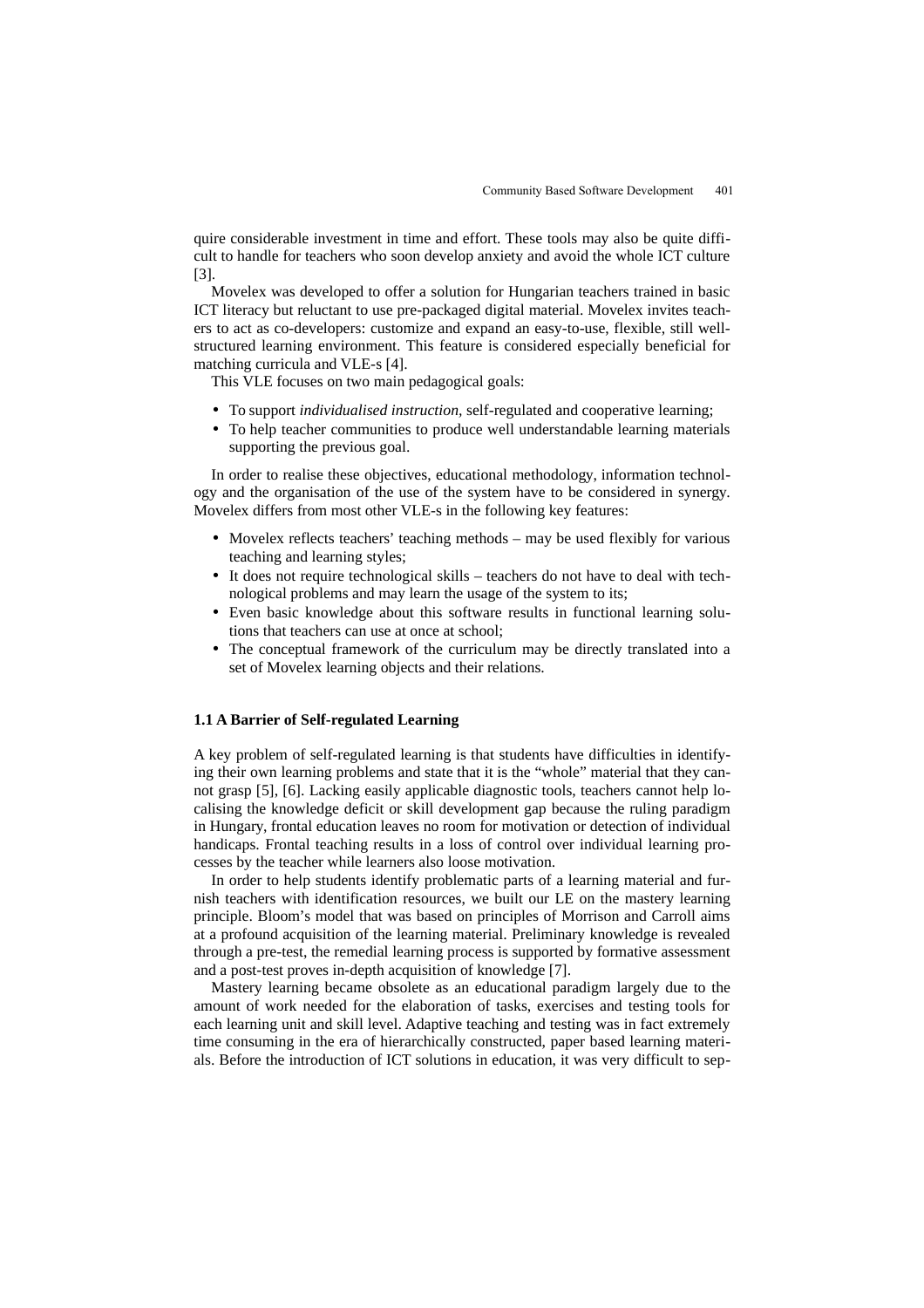quire considerable investment in time and effort. These tools may also be quite difficult to handle for teachers who soon develop anxiety and avoid the whole ICT culture [3].

Movelex was developed to offer a solution for Hungarian teachers trained in basic ICT literacy but reluctant to use pre-packaged digital material. Movelex invites teachers to act as co-developers: customize and expand an easy-to-use, flexible, still well-structured learning environment. This feature is considered especially beneficial for matching curricula and VLE-s [4].

This VLE focuses on two main pedagogical goals:

- To support *individualised instruction*, self-regulated and cooperative learning;
- To help teacher communities to produce well understandable learning materials supporting the previous goal.

In order to realise these objectives, educational methodology, information technology and the organisation of the use of the system have to be considered in synergy. Movelex differs from most other VLE-s in the following key features:

- Movelex reflects teachers' teaching methods – may be used flexibly for various teaching and learning styles;
- It does not require technological skills – teachers do not have to deal with technological problems and may learn the usage of the system to its;
- Even basic knowledge about this software results in functional learning solutions that teachers can use at once at school;
- The conceptual framework of the curriculum may be directly translated into a set of Movelex learning objects and their relations.

### 1.1 A Barrier of Self-regulated Learning

A key problem of self-regulated learning is that students have difficulties in identifying their own learning problems and state that it is the "whole" material that they cannot grasp [5], [6]. Lacking easily applicable diagnostic tools, teachers cannot help localising the knowledge deficit or skill development gap because the ruling paradigm in Hungary, frontal education leaves no room for motivation or detection of individual handicaps. Frontal teaching results in a loss of control over individual learning processes by the teacher while learners also loose motivation.

In order to help students identify problematic parts of a learning material and furnish teachers with identification resources, we built our LE on the mastery learning principle. Bloom's model that was based on principles of Morrison and Carroll aims at a profound acquisition of the learning material. Preliminary knowledge is revealed through a pre-test, the remedial learning process is supported by formative assessment and a post-test proves in-depth acquisition of knowledge [7].

Mastery learning became obsolete as an educational paradigm largely due to the amount of work needed for the elaboration of tasks, exercises and testing tools for each learning unit and skill level. Adaptive teaching and testing was in fact extremely time consuming in the era of hierarchically constructed, paper based learning materials. Before the introduction of ICT solutions in education, it was very difficult to sep-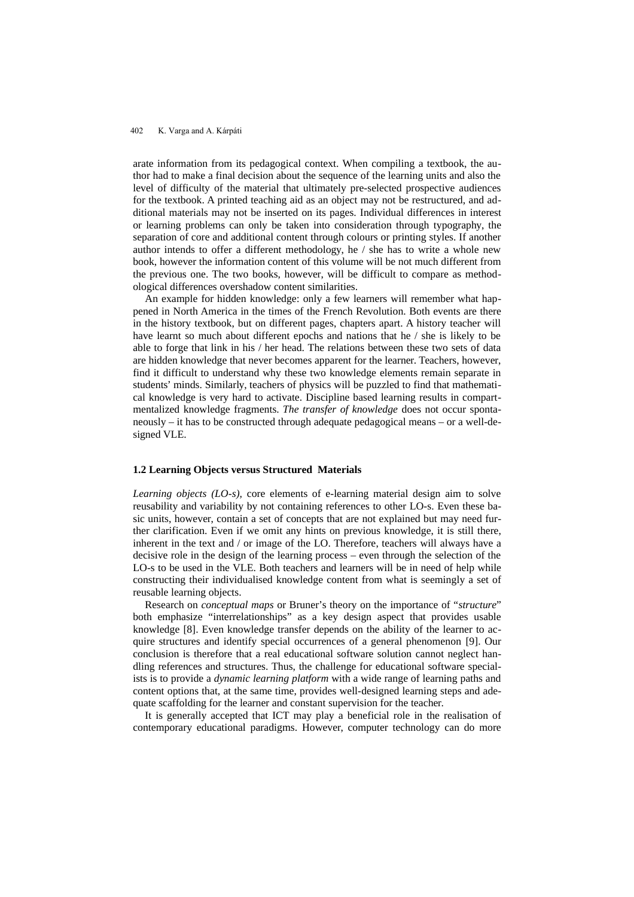arate information from its pedagogical context. When compiling a textbook, the author had to make a final decision about the sequence of the learning units and also the level of difficulty of the material that ultimately pre-selected prospective audiences for the textbook. A printed teaching aid as an object may not be restructured, and additional materials may not be inserted on its pages. Individual differences in interest or learning problems can only be taken into consideration through typography, the separation of core and additional content through colours or printing styles. If another author intends to offer a different methodology, he / she has to write a whole new book, however the information content of this volume will be not much different from the previous one. The two books, however, will be difficult to compare as methodological differences overshadow content similarities.

An example for hidden knowledge: only a few learners will remember what happened in North America in the times of the French Revolution. Both events are there in the history textbook, but on different pages, chapters apart. A history teacher will have learnt so much about different epochs and nations that he / she is likely to be able to forge that link in his / her head. The relations between these two sets of data are hidden knowledge that never becomes apparent for the learner. Teachers, however, find it difficult to understand why these two knowledge elements remain separate in students' minds. Similarly, teachers of physics will be puzzled to find that mathematical knowledge is very hard to activate. Discipline based learning results in compartmentalized knowledge fragments. *The transfer of knowledge* does not occur spontaneously – it has to be constructed through adequate pedagogical means – or a well-designed VLE.

### 1.2 Learning Objects versus Structured Materials

*Learning objects (LO-s),* core elements of e-learning material design aim to solve reusability and variability by not containing references to other LO-s. Even these basic units, however, contain a set of concepts that are not explained but may need further clarification. Even if we omit any hints on previous knowledge, it is still there, inherent in the text and / or image of the LO. Therefore, teachers will always have a decisive role in the design of the learning process – even through the selection of the LO-s to be used in the VLE. Both teachers and learners will be in need of help while constructing their individualised knowledge content from what is seemingly a set of reusable learning objects.

Research on *conceptual maps* or Bruner's theory on the importance of "*structure*" both emphasize "interrelationships" as a key design aspect that provides usable knowledge [8]. Even knowledge transfer depends on the ability of the learner to acquire structures and identify special occurrences of a general phenomenon [9]. Our conclusion is therefore that a real educational software solution cannot neglect handling references and structures. Thus, the challenge for educational software specialists is to provide a *dynamic learning platform* with a wide range of learning paths and content options that, at the same time, provides well-designed learning steps and adequate scaffolding for the learner and constant supervision for the teacher.

It is generally accepted that ICT may play a beneficial role in the realisation of contemporary educational paradigms. However, computer technology can do more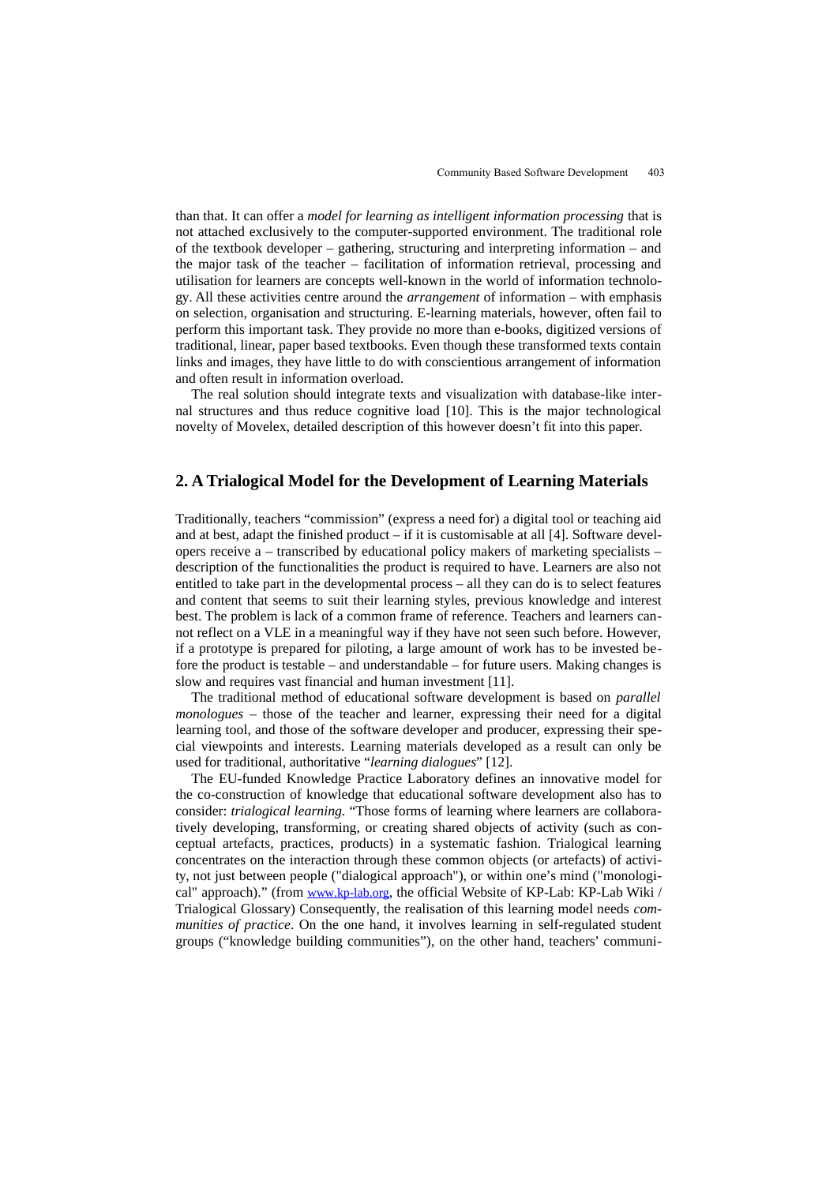than that. It can offer a *model for learning as intelligent information processing* that is not attached exclusively to the computer-supported environment. The traditional role of the textbook developer – gathering, structuring and interpreting information – and the major task of the teacher – facilitation of information retrieval, processing and utilisation for learners are concepts well-known in the world of information technology. All these activities centre around the *arrangement* of information – with emphasis on selection, organisation and structuring. E-learning materials, however, often fail to perform this important task. They provide no more than e-books, digitized versions of traditional, linear, paper based textbooks. Even though these transformed texts contain links and images, they have little to do with conscientious arrangement of information and often result in information overload.

The real solution should integrate texts and visualization with database-like internal structures and thus reduce cognitive load [10]. This is the major technological novelty of Movelex, detailed description of this however doesn't fit into this paper.

## 2. A Trialogical Model for the Development of Learning Materials

Traditionally, teachers "commission" (express a need for) a digital tool or teaching aid and at best, adapt the finished product – if it is customisable at all [4]. Software developers receive a – transcribed by educational policy makers of marketing specialists – description of the functionalities the product is required to have. Learners are also not entitled to take part in the developmental process – all they can do is to select features and content that seems to suit their learning styles, previous knowledge and interest best. The problem is lack of a common frame of reference. Teachers and learners cannot reflect on a VLE in a meaningful way if they have not seen such before. However, if a prototype is prepared for piloting, a large amount of work has to be invested before the product is testable – and understandable – for future users. Making changes is slow and requires vast financial and human investment [11].

The traditional method of educational software development is based on *parallel monologues* – those of the teacher and learner, expressing their need for a digital learning tool, and those of the software developer and producer, expressing their special viewpoints and interests. Learning materials developed as a result can only be used for traditional, authoritative "*learning dialogues*" [12].

The EU-funded Knowledge Practice Laboratory defines an innovative model for the co-construction of knowledge that educational software development also has to consider: *trialogical learning.* "Those forms of learning where learners are collaboratively developing, transforming, or creating shared objects of activity (such as conceptual artefacts, practices, products) in a systematic fashion. Trialogical learning concentrates on the interaction through these common objects (or artefacts) of activity, not just between people ("dialogical approach"), or within one's mind ("monological" approach)." (from www.kp-lab.org, the official Website of KP-Lab: KP-Lab Wiki / Trialogical Glossary) Consequently, the realisation of this learning model needs *communities of practice*. On the one hand, it involves learning in self-regulated student groups ("knowledge building communities"), on the other hand, teachers' communi-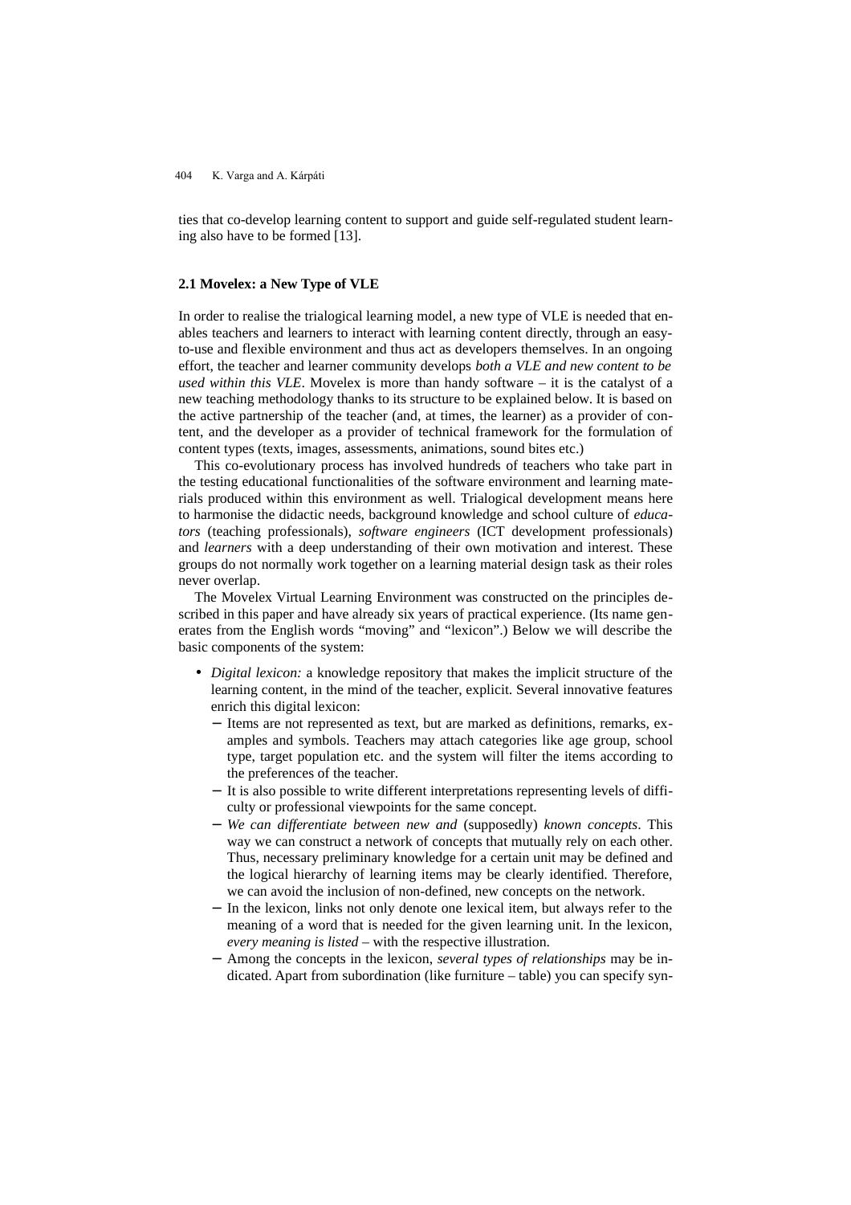ties that co-develop learning content to support and guide self-regulated student learning also have to be formed [13].

### 2.1 Movelex: a New Type of VLE

In order to realise the trialogical learning model, a new type of VLE is needed that enables teachers and learners to interact with learning content directly, through an easy-to-use and flexible environment and thus act as developers themselves. In an ongoing effort, the teacher and learner community develops *both a VLE and new content to be used within this VLE*. Movelex is more than handy software – it is the catalyst of a new teaching methodology thanks to its structure to be explained below. It is based on the active partnership of the teacher (and, at times, the learner) as a provider of content, and the developer as a provider of technical framework for the formulation of content types (texts, images, assessments, animations, sound bites etc.)

This co-evolutionary process has involved hundreds of teachers who take part in the testing educational functionalities of the software environment and learning materials produced within this environment as well. Trialogical development means here to harmonise the didactic needs, background knowledge and school culture of *educators* (teaching professionals), *software engineers* (ICT development professionals) and *learners* with a deep understanding of their own motivation and interest. These groups do not normally work together on a learning material design task as their roles never overlap.

The Movelex Virtual Learning Environment was constructed on the principles described in this paper and have already six years of practical experience. (Its name generates from the English words "moving" and "lexicon".) Below we will describe the basic components of the system:

- *Digital lexicon:* a knowledge repository that makes the implicit structure of the learning content, in the mind of the teacher, explicit. Several innovative features enrich this digital lexicon:
  - Items are not represented as text, but are marked as definitions, remarks, examples and symbols. Teachers may attach categories like age group, school type, target population etc. and the system will filter the items according to the preferences of the teacher.
  - It is also possible to write different interpretations representing levels of difficulty or professional viewpoints for the same concept.
  - *We can differentiate between new and* (supposedly) *known concepts*. This way we can construct a network of concepts that mutually rely on each other. Thus, necessary preliminary knowledge for a certain unit may be defined and the logical hierarchy of learning items may be clearly identified. Therefore, we can avoid the inclusion of non-defined, new concepts on the network.
  - In the lexicon, links not only denote one lexical item, but always refer to the meaning of a word that is needed for the given learning unit. In the lexicon, *every meaning is listed* – with the respective illustration.
  - Among the concepts in the lexicon, *several types of relationships* may be indicated. Apart from subordination (like furniture – table) you can specify syn-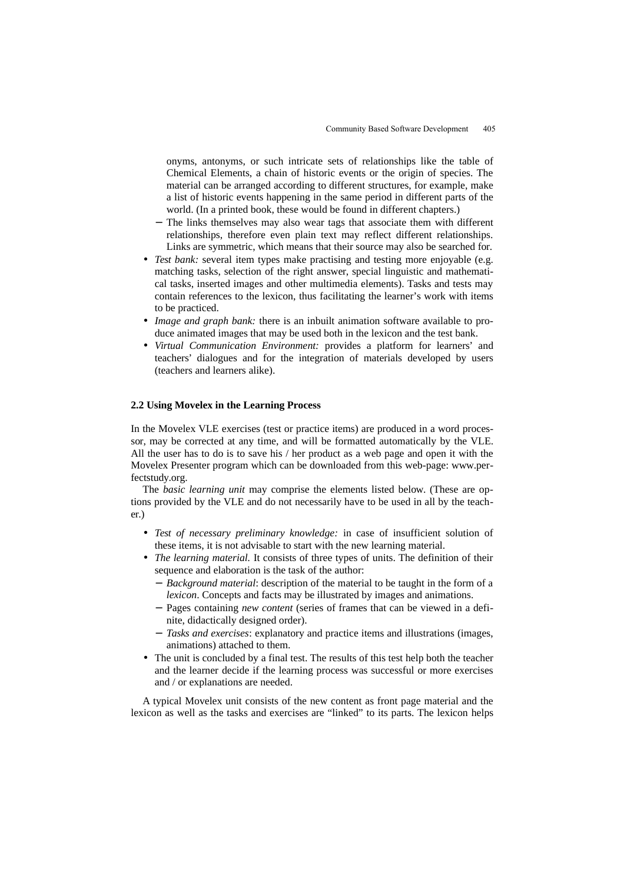onyms, antonyms, or such intricate sets of relationships like the table of Chemical Elements, a chain of historic events or the origin of species. The material can be arranged according to different structures, for example, make a list of historic events happening in the same period in different parts of the world. (In a printed book, these would be found in different chapters.)

  - The links themselves may also wear tags that associate them with different relationships, therefore even plain text may reflect different relationships. Links are symmetric, which means that their source may also be searched for.

- *Test bank:* several item types make practising and testing more enjoyable (e.g. matching tasks, selection of the right answer, special linguistic and mathematical tasks, inserted images and other multimedia elements). Tasks and tests may contain references to the lexicon, thus facilitating the learner's work with items to be practiced.
- *Image and graph bank:* there is an inbuilt animation software available to produce animated images that may be used both in the lexicon and the test bank.
- *Virtual Communication Environment:* provides a platform for learners' and teachers' dialogues and for the integration of materials developed by users (teachers and learners alike).

### 2.2 Using Movelex in the Learning Process

In the Movelex VLE exercises (test or practice items) are produced in a word processor, may be corrected at any time, and will be formatted automatically by the VLE. All the user has to do is to save his / her product as a web page and open it with the Movelex Presenter program which can be downloaded from this web-page: www.perfectstudy.org.

The *basic learning unit* may comprise the elements listed below. (These are options provided by the VLE and do not necessarily have to be used in all by the teacher.)

- *Test of necessary preliminary knowledge:* in case of insufficient solution of these items, it is not advisable to start with the new learning material.
- *The learning material.* It consists of three types of units. The definition of their sequence and elaboration is the task of the author:
  - *Background material*: description of the material to be taught in the form of a *lexicon*. Concepts and facts may be illustrated by images and animations.
  - Pages containing *new content* (series of frames that can be viewed in a definite, didactically designed order).
  - *Tasks and exercises*: explanatory and practice items and illustrations (images, animations) attached to them.
- The unit is concluded by a final test. The results of this test help both the teacher and the learner decide if the learning process was successful or more exercises and / or explanations are needed.

A typical Movelex unit consists of the new content as front page material and the lexicon as well as the tasks and exercises are "linked" to its parts. The lexicon helps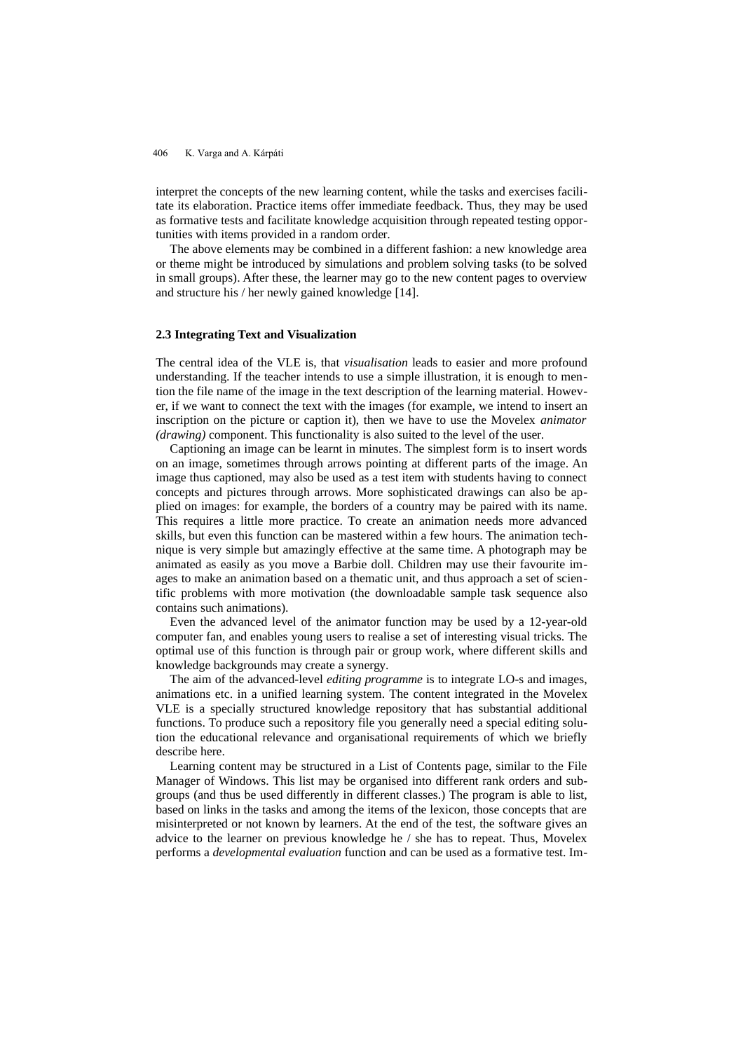interpret the concepts of the new learning content, while the tasks and exercises facilitate its elaboration. Practice items offer immediate feedback. Thus, they may be used as formative tests and facilitate knowledge acquisition through repeated testing opportunities with items provided in a random order.

The above elements may be combined in a different fashion: a new knowledge area or theme might be introduced by simulations and problem solving tasks (to be solved in small groups). After these, the learner may go to the new content pages to overview and structure his / her newly gained knowledge [14].

### 2.3 Integrating Text and Visualization

The central idea of the VLE is, that *visualisation* leads to easier and more profound understanding. If the teacher intends to use a simple illustration, it is enough to mention the file name of the image in the text description of the learning material. However, if we want to connect the text with the images (for example, we intend to insert an inscription on the picture or caption it), then we have to use the Movelex *animator (drawing)* component. This functionality is also suited to the level of the user.

Captioning an image can be learnt in minutes. The simplest form is to insert words on an image, sometimes through arrows pointing at different parts of the image. An image thus captioned, may also be used as a test item with students having to connect concepts and pictures through arrows. More sophisticated drawings can also be applied on images: for example, the borders of a country may be paired with its name. This requires a little more practice. To create an animation needs more advanced skills, but even this function can be mastered within a few hours. The animation technique is very simple but amazingly effective at the same time. A photograph may be animated as easily as you move a Barbie doll. Children may use their favourite images to make an animation based on a thematic unit, and thus approach a set of scientific problems with more motivation (the downloadable sample task sequence also contains such animations).

Even the advanced level of the animator function may be used by a 12-year-old computer fan, and enables young users to realise a set of interesting visual tricks. The optimal use of this function is through pair or group work, where different skills and knowledge backgrounds may create a synergy.

The aim of the advanced-level *editing programme* is to integrate LO-s and images, animations etc. in a unified learning system. The content integrated in the Movelex VLE is a specially structured knowledge repository that has substantial additional functions. To produce such a repository file you generally need a special editing solution the educational relevance and organisational requirements of which we briefly describe here.

Learning content may be structured in a List of Contents page, similar to the File Manager of Windows. This list may be organised into different rank orders and subgroups (and thus be used differently in different classes.) The program is able to list, based on links in the tasks and among the items of the lexicon, those concepts that are misinterpreted or not known by learners. At the end of the test, the software gives an advice to the learner on previous knowledge he / she has to repeat. Thus, Movelex performs a *developmental evaluation* function and can be used as a formative test. Im-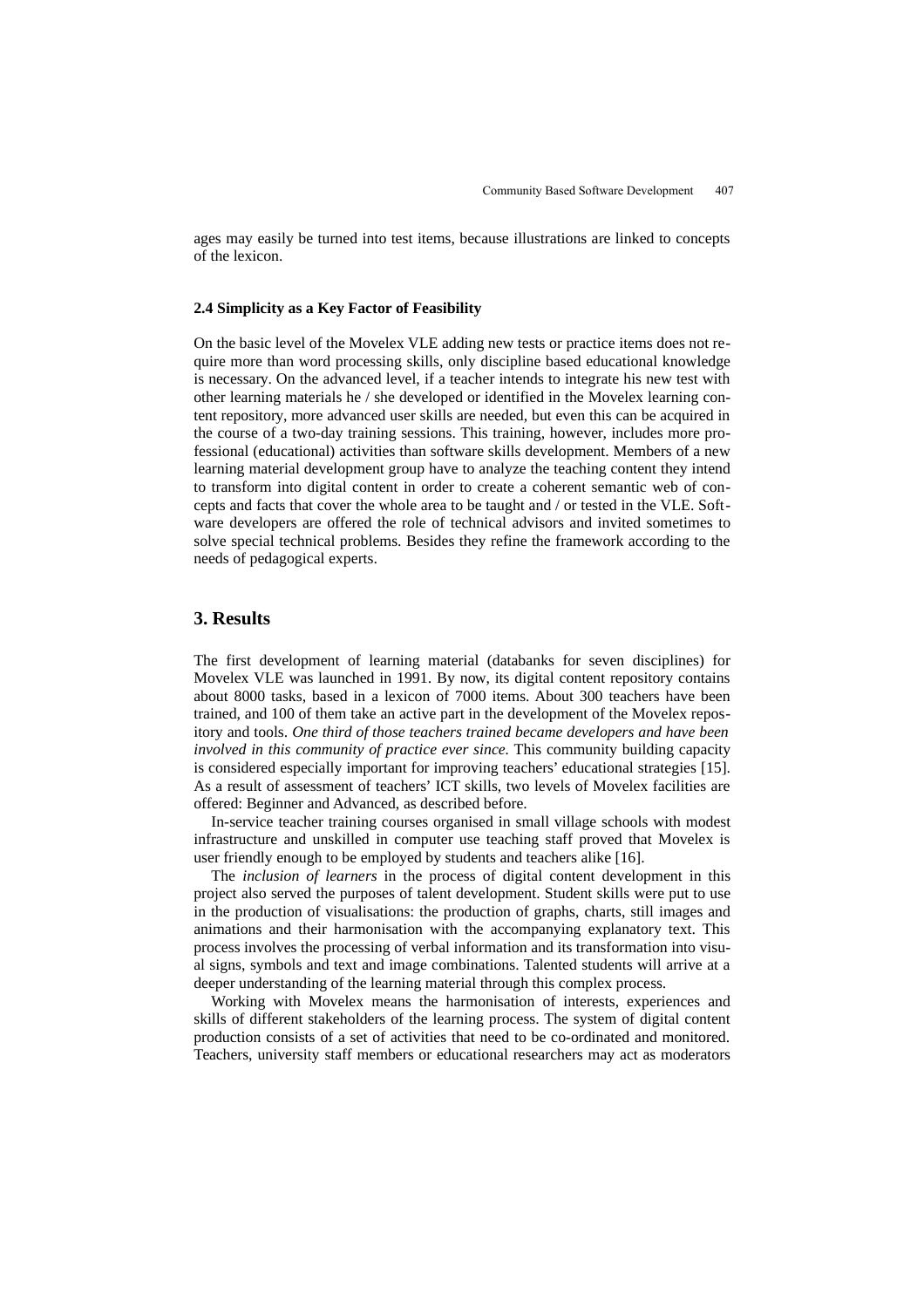ages may easily be turned into test items, because illustrations are linked to concepts of the lexicon.

### 2.4 Simplicity as a Key Factor of Feasibility

On the basic level of the Movelex VLE adding new tests or practice items does not require more than word processing skills, only discipline based educational knowledge is necessary. On the advanced level, if a teacher intends to integrate his new test with other learning materials he / she developed or identified in the Movelex learning content repository, more advanced user skills are needed, but even this can be acquired in the course of a two-day training sessions. This training, however, includes more professional (educational) activities than software skills development. Members of a new learning material development group have to analyze the teaching content they intend to transform into digital content in order to create a coherent semantic web of concepts and facts that cover the whole area to be taught and / or tested in the VLE. Software developers are offered the role of technical advisors and invited sometimes to solve special technical problems. Besides they refine the framework according to the needs of pedagogical experts.

## 3. Results

The first development of learning material (databanks for seven disciplines) for Movelex VLE was launched in 1991. By now, its digital content repository contains about 8000 tasks, based in a lexicon of 7000 items. About 300 teachers have been trained, and 100 of them take an active part in the development of the Movelex repository and tools. *One third of those teachers trained became developers and have been involved in this community of practice ever since.* This community building capacity is considered especially important for improving teachers' educational strategies [15]. As a result of assessment of teachers' ICT skills, two levels of Movelex facilities are offered: Beginner and Advanced, as described before.

In-service teacher training courses organised in small village schools with modest infrastructure and unskilled in computer use teaching staff proved that Movelex is user friendly enough to be employed by students and teachers alike [16].

The *inclusion of learners* in the process of digital content development in this project also served the purposes of talent development. Student skills were put to use in the production of visualisations: the production of graphs, charts, still images and animations and their harmonisation with the accompanying explanatory text. This process involves the processing of verbal information and its transformation into visual signs, symbols and text and image combinations. Talented students will arrive at a deeper understanding of the learning material through this complex process.

Working with Movelex means the harmonisation of interests, experiences and skills of different stakeholders of the learning process. The system of digital content production consists of a set of activities that need to be co-ordinated and monitored. Teachers, university staff members or educational researchers may act as moderators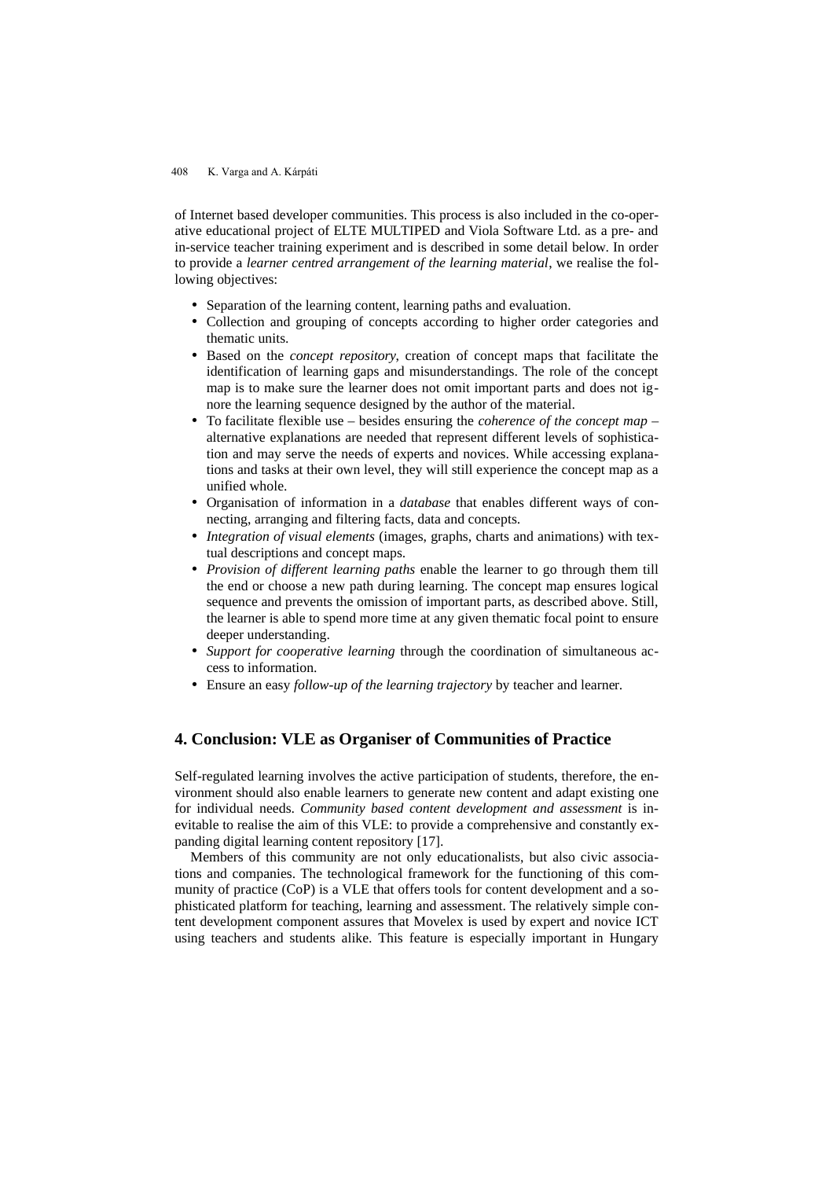of Internet based developer communities. This process is also included in the co-operative educational project of ELTE MULTIPED and Viola Software Ltd. as a pre- and in-service teacher training experiment and is described in some detail below. In order to provide a *learner centred arrangement of the learning material*, we realise the following objectives:

- Separation of the learning content, learning paths and evaluation.
- Collection and grouping of concepts according to higher order categories and thematic units.
- Based on the *concept repository*, creation of concept maps that facilitate the identification of learning gaps and misunderstandings. The role of the concept map is to make sure the learner does not omit important parts and does not ignore the learning sequence designed by the author of the material.
- To facilitate flexible use – besides ensuring the *coherence of the concept map* – alternative explanations are needed that represent different levels of sophistication and may serve the needs of experts and novices. While accessing explanations and tasks at their own level, they will still experience the concept map as a unified whole.
- Organisation of information in a *database* that enables different ways of connecting, arranging and filtering facts, data and concepts.
- *Integration of visual elements* (images, graphs, charts and animations) with textual descriptions and concept maps.
- *Provision of different learning paths* enable the learner to go through them till the end or choose a new path during learning. The concept map ensures logical sequence and prevents the omission of important parts, as described above. Still, the learner is able to spend more time at any given thematic focal point to ensure deeper understanding.
- *Support for cooperative learning* through the coordination of simultaneous access to information.
- Ensure an easy *follow-up of the learning trajectory* by teacher and learner.

## 4. Conclusion: VLE as Organiser of Communities of Practice

Self-regulated learning involves the active participation of students, therefore, the environment should also enable learners to generate new content and adapt existing one for individual needs. *Community based content development and assessment* is inevitable to realise the aim of this VLE: to provide a comprehensive and constantly expanding digital learning content repository [17].

Members of this community are not only educationalists, but also civic associations and companies. The technological framework for the functioning of this community of practice (CoP) is a VLE that offers tools for content development and a sophisticated platform for teaching, learning and assessment. The relatively simple content development component assures that Movelex is used by expert and novice ICT using teachers and students alike. This feature is especially important in Hungary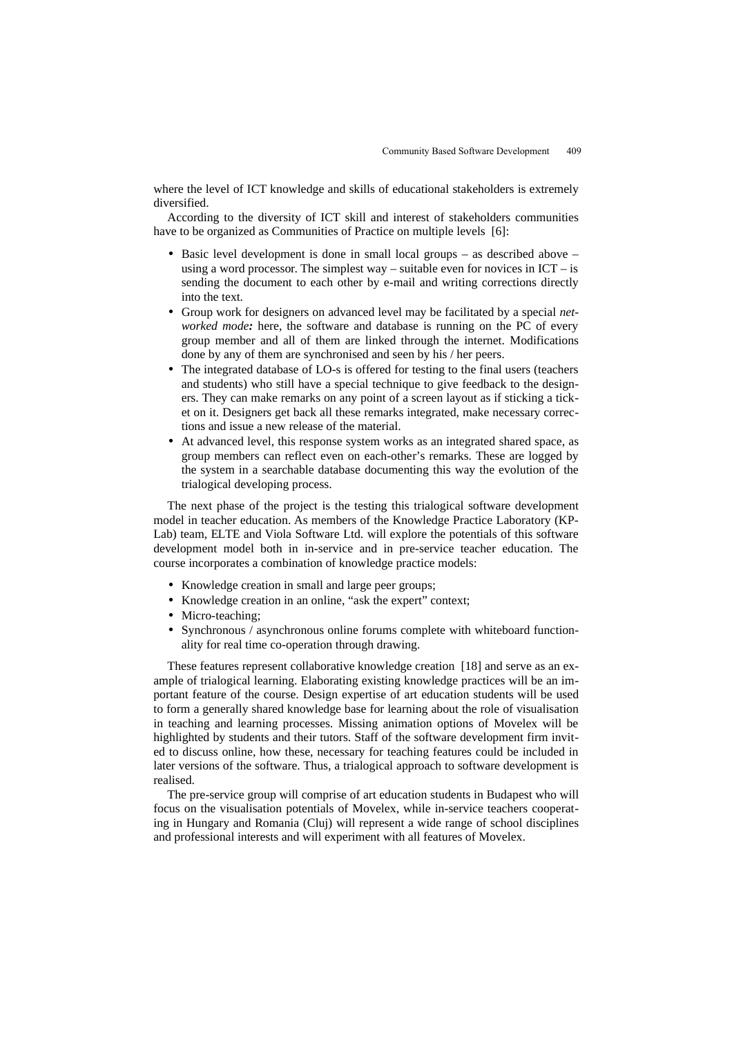where the level of ICT knowledge and skills of educational stakeholders is extremely diversified.

According to the diversity of ICT skill and interest of stakeholders communities have to be organized as Communities of Practice on multiple levels [6]:

- Basic level development is done in small local groups – as described above – using a word processor. The simplest way – suitable even for novices in ICT – is sending the document to each other by e-mail and writing corrections directly into the text.
- Group work for designers on advanced level may be facilitated by a special *networked mode:* here, the software and database is running on the PC of every group member and all of them are linked through the internet. Modifications done by any of them are synchronised and seen by his / her peers.
- The integrated database of LO-s is offered for testing to the final users (teachers and students) who still have a special technique to give feedback to the designers. They can make remarks on any point of a screen layout as if sticking a ticket on it. Designers get back all these remarks integrated, make necessary corrections and issue a new release of the material.
- At advanced level, this response system works as an integrated shared space, as group members can reflect even on each-other's remarks. These are logged by the system in a searchable database documenting this way the evolution of the trialogical developing process.

The next phase of the project is the testing this trialogical software development model in teacher education. As members of the Knowledge Practice Laboratory (KP-Lab) team, ELTE and Viola Software Ltd. will explore the potentials of this software development model both in in-service and in pre-service teacher education. The course incorporates a combination of knowledge practice models:

- Knowledge creation in small and large peer groups;
- Knowledge creation in an online, "ask the expert" context;
- Micro-teaching;
- Synchronous / asynchronous online forums complete with whiteboard functionality for real time co-operation through drawing.

These features represent collaborative knowledge creation [18] and serve as an example of trialogical learning. Elaborating existing knowledge practices will be an important feature of the course. Design expertise of art education students will be used to form a generally shared knowledge base for learning about the role of visualisation in teaching and learning processes. Missing animation options of Movelex will be highlighted by students and their tutors. Staff of the software development firm invited to discuss online, how these, necessary for teaching features could be included in later versions of the software. Thus, a trialogical approach to software development is realised.

The pre-service group will comprise of art education students in Budapest who will focus on the visualisation potentials of Movelex, while in-service teachers cooperating in Hungary and Romania (Cluj) will represent a wide range of school disciplines and professional interests and will experiment with all features of Movelex.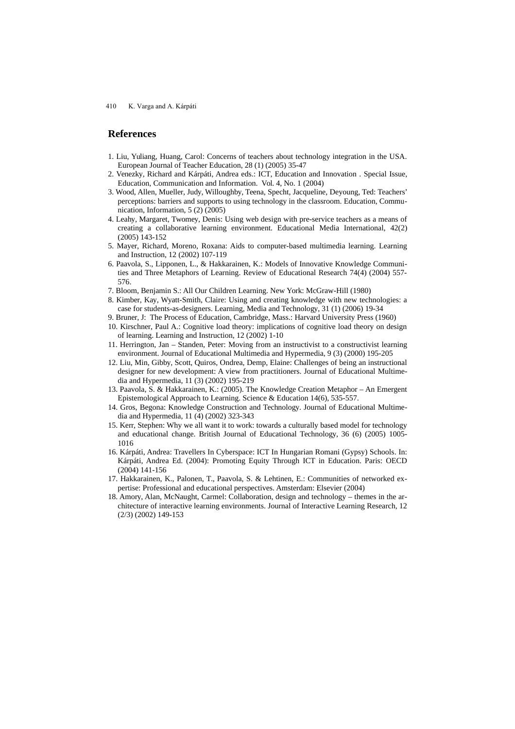## References

1. Liu, Yuliang, Huang, Carol: Concerns of teachers about technology integration in the USA. European Journal of Teacher Education, 28 (1) (2005) 35-47
2. Venezky, Richard and Kárpáti, Andrea eds.: ICT, Education and Innovation . Special Issue, Education, Communication and Information. Vol. 4, No. 1 (2004)
3. Wood, Allen, Mueller, Judy, Willoughby, Teena, Specht, Jacqueline, Deyoung, Ted: Teachers' perceptions: barriers and supports to using technology in the classroom. Education, Communication, Information, 5 (2) (2005)
4. Leahy, Margaret, Twomey, Denis: Using web design with pre-service teachers as a means of creating a collaborative learning environment. Educational Media International, 42(2) (2005) 143-152
5. Mayer, Richard, Moreno, Roxana: Aids to computer-based multimedia learning. Learning and Instruction, 12 (2002) 107-119
6. Paavola, S., Lipponen, L., & Hakkarainen, K.: Models of Innovative Knowledge Communities and Three Metaphors of Learning. Review of Educational Research 74(4) (2004) 557-576.
7. Bloom, Benjamin S.: All Our Children Learning. New York: McGraw-Hill (1980)
8. Kimber, Kay, Wyatt-Smith, Claire: Using and creating knowledge with new technologies: a case for students-as-designers. Learning, Media and Technology, 31 (1) (2006) 19-34
9. Bruner, J: The Process of Education, Cambridge, Mass.: Harvard University Press (1960)
10. Kirschner, Paul A.: Cognitive load theory: implications of cognitive load theory on design of learning. Learning and Instruction, 12 (2002) 1-10
11. Herrington, Jan – Standen, Peter: Moving from an instructivist to a constructivist learning environment. Journal of Educational Multimedia and Hypermedia, 9 (3) (2000) 195-205
12. Liu, Min, Gibby, Scott, Quiros, Ondrea, Demp, Elaine: Challenges of being an instructional designer for new development: A view from practitioners. Journal of Educational Multimedia and Hypermedia, 11 (3) (2002) 195-219
13. Paavola, S. & Hakkarainen, K.: (2005). The Knowledge Creation Metaphor – An Emergent Epistemological Approach to Learning. Science & Education 14(6), 535-557.
14. Gros, Begona: Knowledge Construction and Technology. Journal of Educational Multimedia and Hypermedia, 11 (4) (2002) 323-343
15. Kerr, Stephen: Why we all want it to work: towards a culturally based model for technology and educational change. British Journal of Educational Technology, 36 (6) (2005) 1005-1016
16. Kárpáti, Andrea: Travellers In Cyberspace: ICT In Hungarian Romani (Gypsy) Schools. In: Kárpáti, Andrea Ed. (2004): Promoting Equity Through ICT in Education. Paris: OECD (2004) 141-156
17. Hakkarainen, K., Palonen, T., Paavola, S. & Lehtinen, E.: Communities of networked expertise: Professional and educational perspectives. Amsterdam: Elsevier (2004)
18. Amory, Alan, McNaught, Carmel: Collaboration, design and technology – themes in the architecture of interactive learning environments. Journal of Interactive Learning Research, 12 (2/3) (2002) 149-153